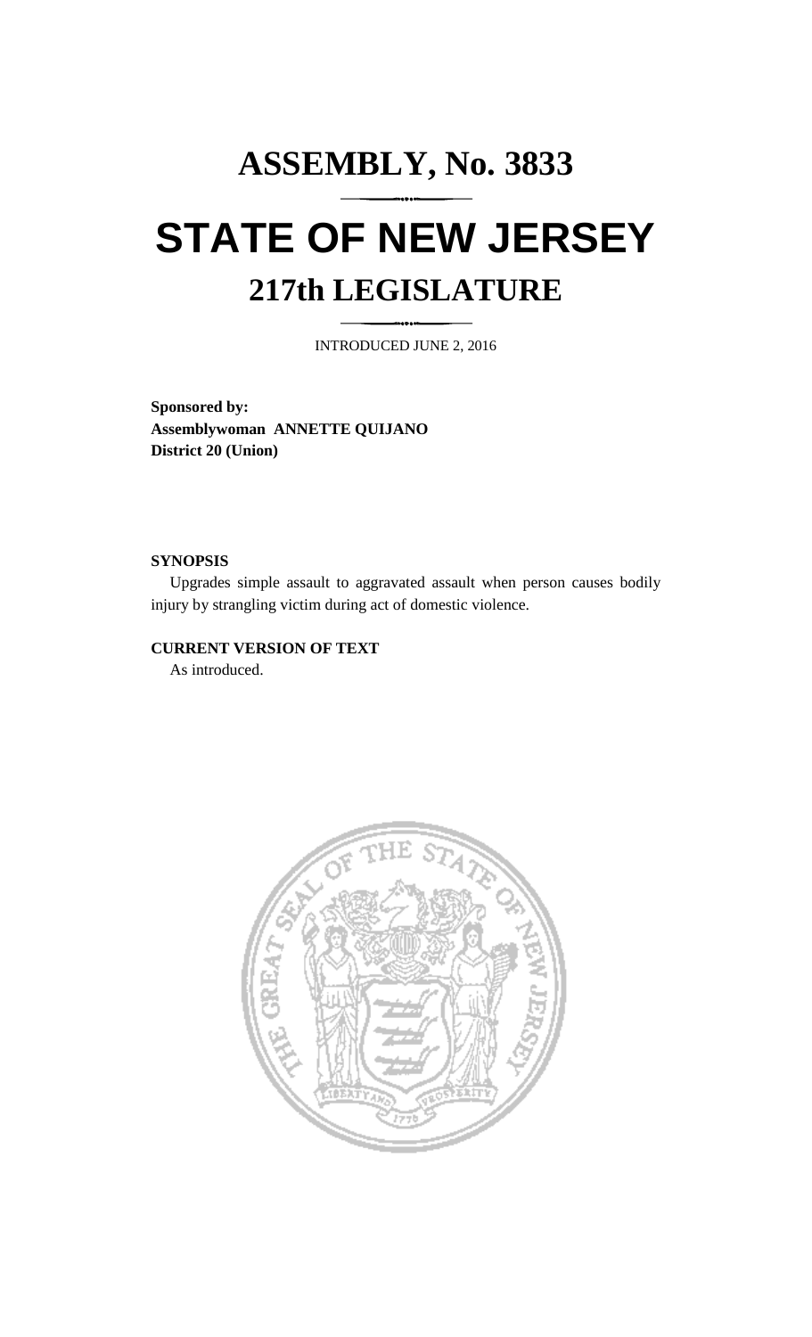# ASSEMBLY, No. 3833

# STATE OF NEW JERSEY

## 217th LEGISLATURE

INTRODUCED JUNE 2, 2016

**Sponsored by:**
**Assemblywoman ANNETTE QUIJANO**
**District 20 (Union)**

**SYNOPSIS**

Upgrades simple assault to aggravated assault when person causes bodily injury by strangling victim during act of domestic violence.

**CURRENT VERSION OF TEXT**

As introduced.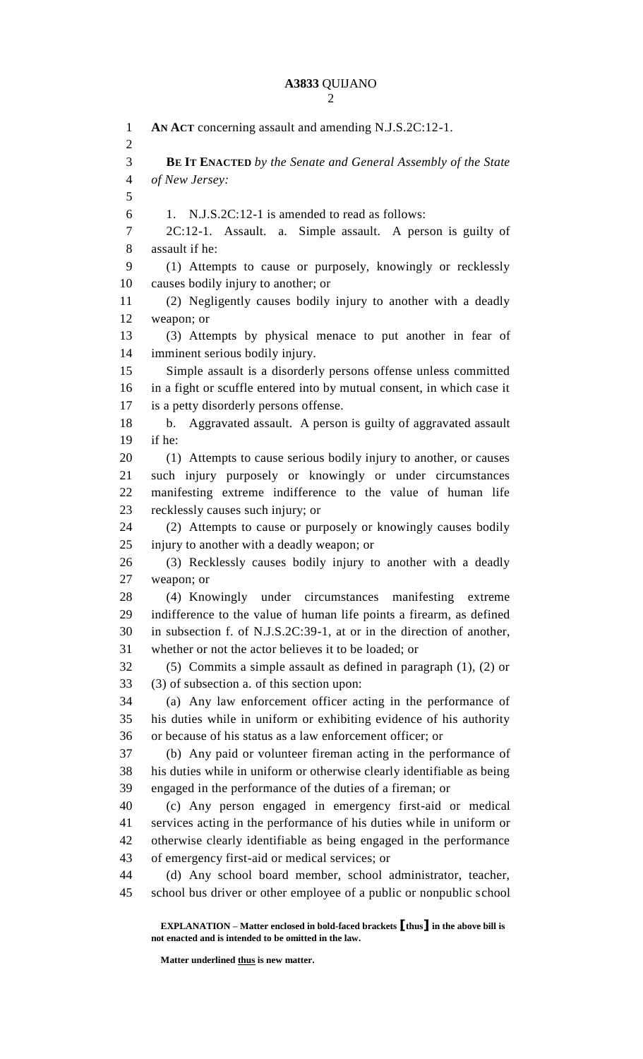**AN ACT** concerning assault and amending N.J.S.2C:12-1.

**BE IT ENACTED** *by the Senate and General Assembly of the State of New Jersey:*

1. N.J.S.2C:12-1 is amended to read as follows:

2C:12-1. Assault. a. Simple assault. A person is guilty of assault if he:

(1) Attempts to cause or purposely, knowingly or recklessly causes bodily injury to another; or

(2) Negligently causes bodily injury to another with a deadly weapon; or

(3) Attempts by physical menace to put another in fear of imminent serious bodily injury.

Simple assault is a disorderly persons offense unless committed in a fight or scuffle entered into by mutual consent, in which case it is a petty disorderly persons offense.

b. Aggravated assault. A person is guilty of aggravated assault if he:

(1) Attempts to cause serious bodily injury to another, or causes such injury purposely or knowingly or under circumstances manifesting extreme indifference to the value of human life recklessly causes such injury; or

(2) Attempts to cause or purposely or knowingly causes bodily injury to another with a deadly weapon; or

(3) Recklessly causes bodily injury to another with a deadly weapon; or

(4) Knowingly under circumstances manifesting extreme indifference to the value of human life points a firearm, as defined in subsection f. of N.J.S.2C:39-1, at or in the direction of another, whether or not the actor believes it to be loaded; or

(5) Commits a simple assault as defined in paragraph (1), (2) or (3) of subsection a. of this section upon:

(a) Any law enforcement officer acting in the performance of his duties while in uniform or exhibiting evidence of his authority or because of his status as a law enforcement officer; or

(b) Any paid or volunteer fireman acting in the performance of his duties while in uniform or otherwise clearly identifiable as being engaged in the performance of the duties of a fireman; or

(c) Any person engaged in emergency first-aid or medical services acting in the performance of his duties while in uniform or otherwise clearly identifiable as being engaged in the performance of emergency first-aid or medical services; or

(d) Any school board member, school administrator, teacher, school bus driver or other employee of a public or nonpublic school

**EXPLANATION – Matter enclosed in bold-faced brackets [thus] in the above bill is not enacted and is intended to be omitted in the law.**

**Matter underlined thus is new matter.**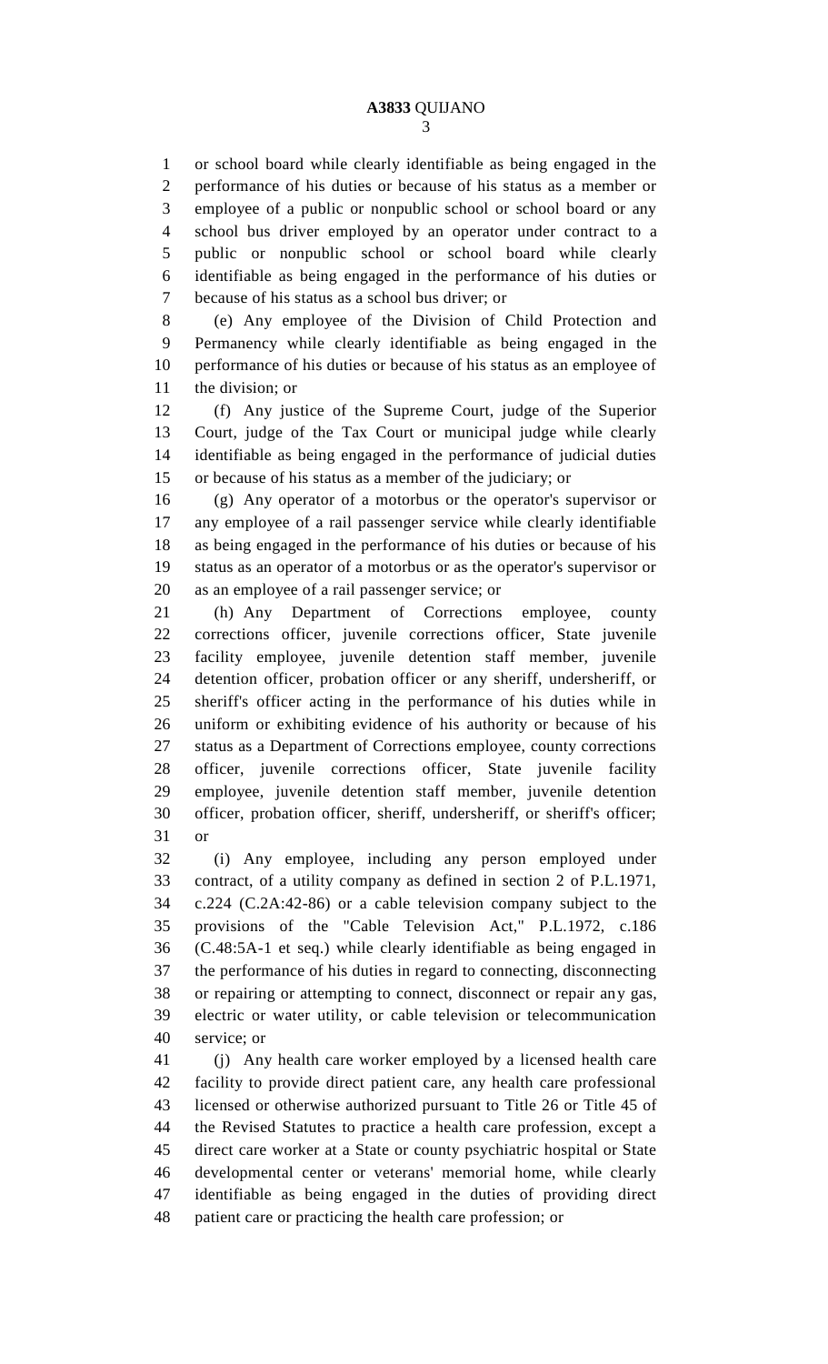or school board while clearly identifiable as being engaged in the performance of his duties or because of his status as a member or employee of a public or nonpublic school or school board or any school bus driver employed by an operator under contract to a public or nonpublic school or school board while clearly identifiable as being engaged in the performance of his duties or because of his status as a school bus driver; or

(e) Any employee of the Division of Child Protection and Permanency while clearly identifiable as being engaged in the performance of his duties or because of his status as an employee of the division; or

(f) Any justice of the Supreme Court, judge of the Superior Court, judge of the Tax Court or municipal judge while clearly identifiable as being engaged in the performance of judicial duties or because of his status as a member of the judiciary; or

(g) Any operator of a motorbus or the operator's supervisor or any employee of a rail passenger service while clearly identifiable as being engaged in the performance of his duties or because of his status as an operator of a motorbus or as the operator's supervisor or as an employee of a rail passenger service; or

(h) Any Department of Corrections employee, county corrections officer, juvenile corrections officer, State juvenile facility employee, juvenile detention staff member, juvenile detention officer, probation officer or any sheriff, undersheriff, or sheriff's officer acting in the performance of his duties while in uniform or exhibiting evidence of his authority or because of his status as a Department of Corrections employee, county corrections officer, juvenile corrections officer, State juvenile facility employee, juvenile detention staff member, juvenile detention officer, probation officer, sheriff, undersheriff, or sheriff's officer; or

(i) Any employee, including any person employed under contract, of a utility company as defined in section 2 of P.L.1971, c.224 (C.2A:42-86) or a cable television company subject to the provisions of the "Cable Television Act," P.L.1972, c.186 (C.48:5A-1 et seq.) while clearly identifiable as being engaged in the performance of his duties in regard to connecting, disconnecting or repairing or attempting to connect, disconnect or repair any gas, electric or water utility, or cable television or telecommunication service; or

(j) Any health care worker employed by a licensed health care facility to provide direct patient care, any health care professional licensed or otherwise authorized pursuant to Title 26 or Title 45 of the Revised Statutes to practice a health care profession, except a direct care worker at a State or county psychiatric hospital or State developmental center or veterans' memorial home, while clearly identifiable as being engaged in the duties of providing direct patient care or practicing the health care profession; or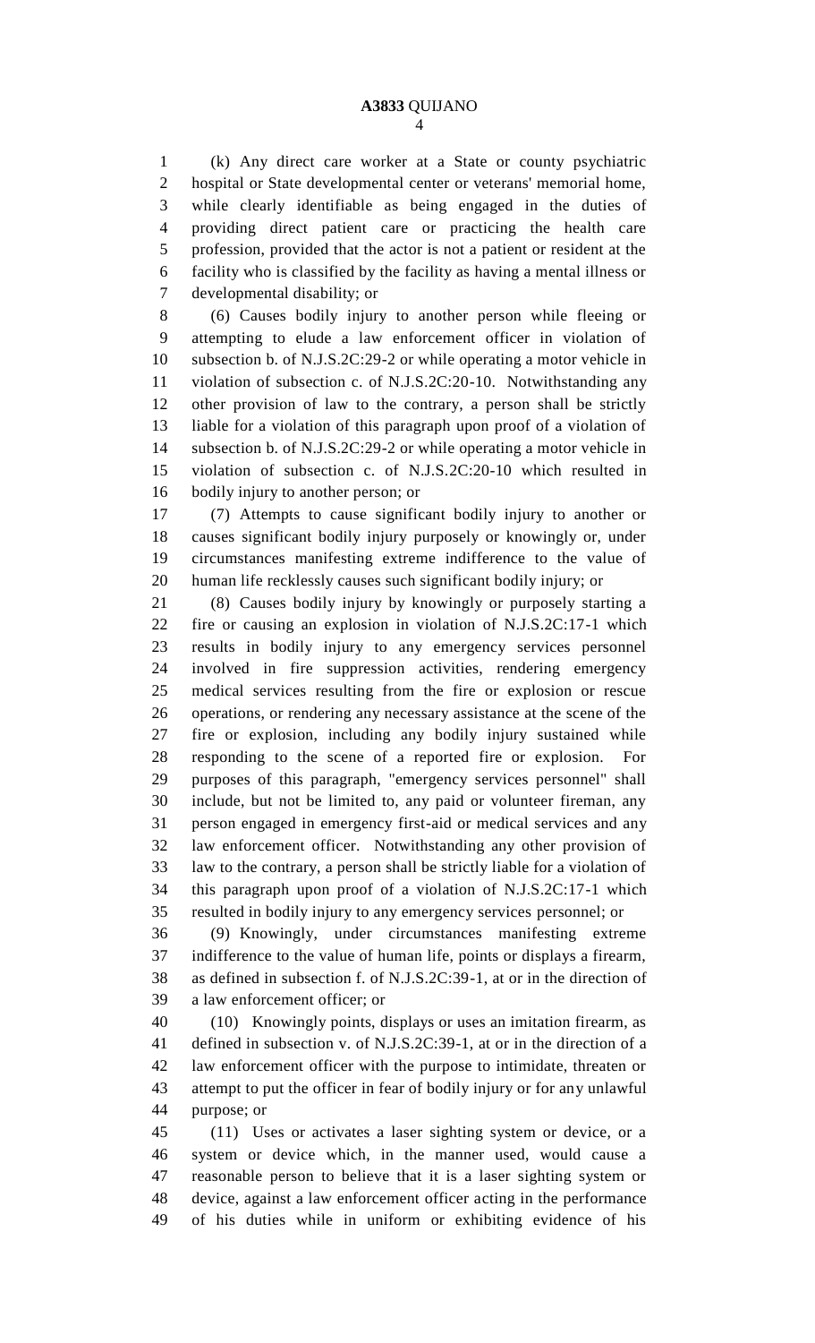(k) Any direct care worker at a State or county psychiatric hospital or State developmental center or veterans' memorial home, while clearly identifiable as being engaged in the duties of providing direct patient care or practicing the health care profession, provided that the actor is not a patient or resident at the facility who is classified by the facility as having a mental illness or developmental disability; or

(6) Causes bodily injury to another person while fleeing or attempting to elude a law enforcement officer in violation of subsection b. of N.J.S.2C:29-2 or while operating a motor vehicle in violation of subsection c. of N.J.S.2C:20-10. Notwithstanding any other provision of law to the contrary, a person shall be strictly liable for a violation of this paragraph upon proof of a violation of subsection b. of N.J.S.2C:29-2 or while operating a motor vehicle in violation of subsection c. of N.J.S.2C:20-10 which resulted in bodily injury to another person; or

(7) Attempts to cause significant bodily injury to another or causes significant bodily injury purposely or knowingly or, under circumstances manifesting extreme indifference to the value of human life recklessly causes such significant bodily injury; or

(8) Causes bodily injury by knowingly or purposely starting a fire or causing an explosion in violation of N.J.S.2C:17-1 which results in bodily injury to any emergency services personnel involved in fire suppression activities, rendering emergency medical services resulting from the fire or explosion or rescue operations, or rendering any necessary assistance at the scene of the fire or explosion, including any bodily injury sustained while responding to the scene of a reported fire or explosion. For purposes of this paragraph, "emergency services personnel" shall include, but not be limited to, any paid or volunteer fireman, any person engaged in emergency first-aid or medical services and any law enforcement officer. Notwithstanding any other provision of law to the contrary, a person shall be strictly liable for a violation of this paragraph upon proof of a violation of N.J.S.2C:17-1 which resulted in bodily injury to any emergency services personnel; or

(9) Knowingly, under circumstances manifesting extreme indifference to the value of human life, points or displays a firearm, as defined in subsection f. of N.J.S.2C:39-1, at or in the direction of a law enforcement officer; or

(10) Knowingly points, displays or uses an imitation firearm, as defined in subsection v. of N.J.S.2C:39-1, at or in the direction of a law enforcement officer with the purpose to intimidate, threaten or attempt to put the officer in fear of bodily injury or for any unlawful purpose; or

(11) Uses or activates a laser sighting system or device, or a system or device which, in the manner used, would cause a reasonable person to believe that it is a laser sighting system or device, against a law enforcement officer acting in the performance of his duties while in uniform or exhibiting evidence of his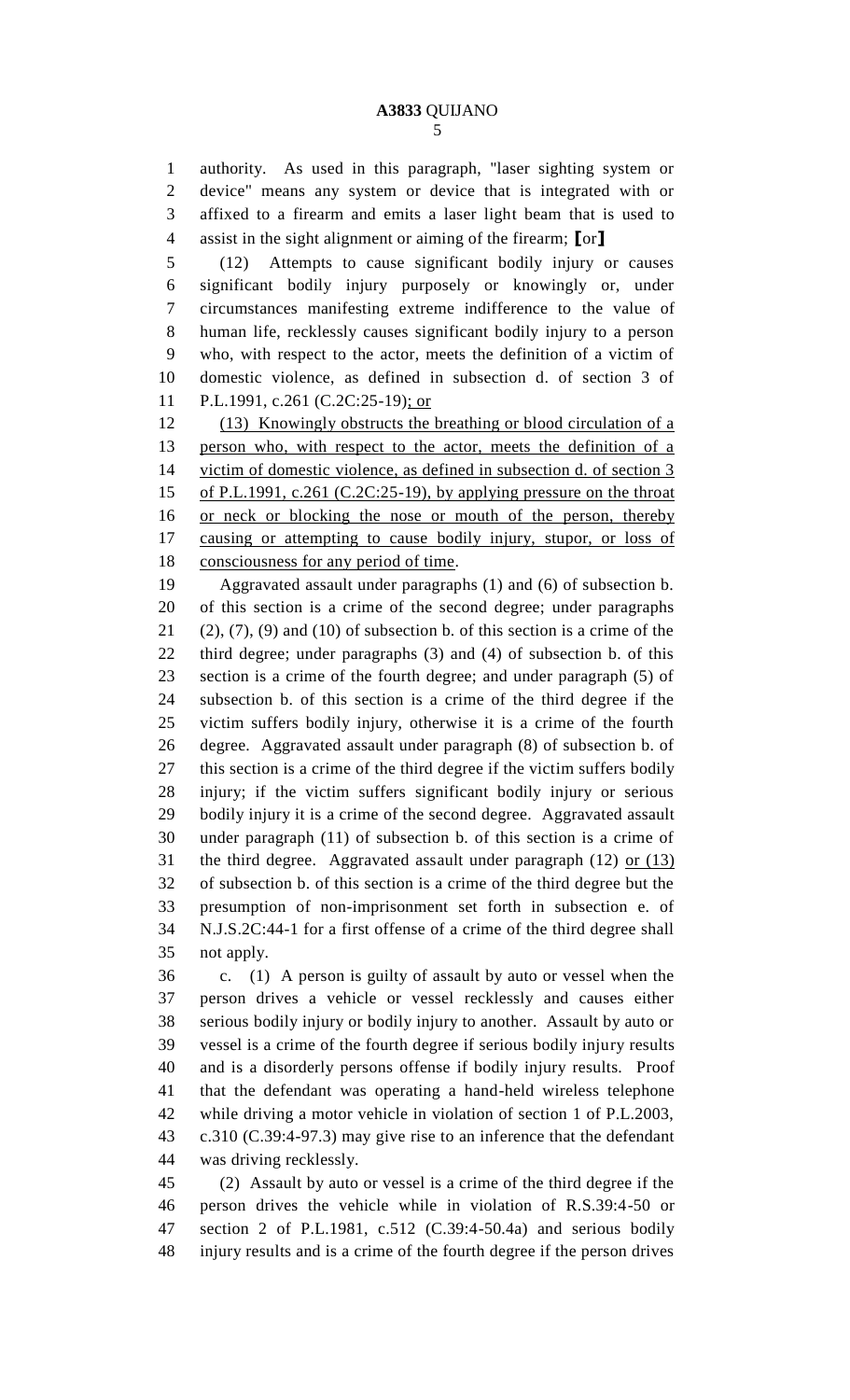authority. As used in this paragraph, "laser sighting system or device" means any system or device that is integrated with or affixed to a firearm and emits a laser light beam that is used to assist in the sight alignment or aiming of the firearm; [or]

(12) Attempts to cause significant bodily injury or causes significant bodily injury purposely or knowingly or, under circumstances manifesting extreme indifference to the value of human life, recklessly causes significant bodily injury to a person who, with respect to the actor, meets the definition of a victim of domestic violence, as defined in subsection d. of section 3 of P.L.1991, c.261 (C.2C:25-19)<u>; or</u>

<u>(13) Knowingly obstructs the breathing or blood circulation of a person who, with respect to the actor, meets the definition of a victim of domestic violence, as defined in subsection d. of section 3 of P.L.1991, c.261 (C.2C:25-19), by applying pressure on the throat or neck or blocking the nose or mouth of the person, thereby causing or attempting to cause bodily injury, stupor, or loss of consciousness for any period of time</u>.

Aggravated assault under paragraphs (1) and (6) of subsection b. of this section is a crime of the second degree; under paragraphs (2), (7), (9) and (10) of subsection b. of this section is a crime of the third degree; under paragraphs (3) and (4) of subsection b. of this section is a crime of the fourth degree; and under paragraph (5) of subsection b. of this section is a crime of the third degree if the victim suffers bodily injury, otherwise it is a crime of the fourth degree. Aggravated assault under paragraph (8) of subsection b. of this section is a crime of the third degree if the victim suffers bodily injury; if the victim suffers significant bodily injury or serious bodily injury it is a crime of the second degree. Aggravated assault under paragraph (11) of subsection b. of this section is a crime of the third degree. Aggravated assault under paragraph (12) <u>or (13)</u> of subsection b. of this section is a crime of the third degree but the presumption of non-imprisonment set forth in subsection e. of N.J.S.2C:44-1 for a first offense of a crime of the third degree shall not apply.

c. (1) A person is guilty of assault by auto or vessel when the person drives a vehicle or vessel recklessly and causes either serious bodily injury or bodily injury to another. Assault by auto or vessel is a crime of the fourth degree if serious bodily injury results and is a disorderly persons offense if bodily injury results. Proof that the defendant was operating a hand-held wireless telephone while driving a motor vehicle in violation of section 1 of P.L.2003, c.310 (C.39:4-97.3) may give rise to an inference that the defendant was driving recklessly.

(2) Assault by auto or vessel is a crime of the third degree if the person drives the vehicle while in violation of R.S.39:4-50 or section 2 of P.L.1981, c.512 (C.39:4-50.4a) and serious bodily injury results and is a crime of the fourth degree if the person drives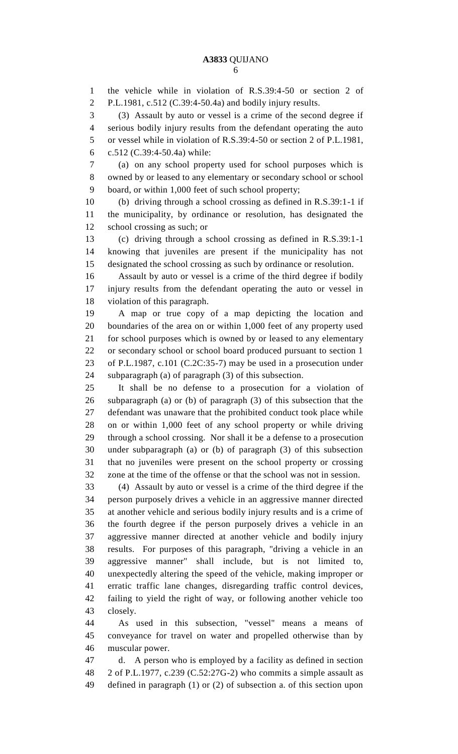the vehicle while in violation of R.S.39:4-50 or section 2 of P.L.1981, c.512 (C.39:4-50.4a) and bodily injury results.

(3) Assault by auto or vessel is a crime of the second degree if serious bodily injury results from the defendant operating the auto or vessel while in violation of R.S.39:4-50 or section 2 of P.L.1981, c.512 (C.39:4-50.4a) while:

(a) on any school property used for school purposes which is owned by or leased to any elementary or secondary school or school board, or within 1,000 feet of such school property;

(b) driving through a school crossing as defined in R.S.39:1-1 if the municipality, by ordinance or resolution, has designated the school crossing as such; or

(c) driving through a school crossing as defined in R.S.39:1-1 knowing that juveniles are present if the municipality has not designated the school crossing as such by ordinance or resolution.

Assault by auto or vessel is a crime of the third degree if bodily injury results from the defendant operating the auto or vessel in violation of this paragraph.

A map or true copy of a map depicting the location and boundaries of the area on or within 1,000 feet of any property used for school purposes which is owned by or leased to any elementary or secondary school or school board produced pursuant to section 1 of P.L.1987, c.101 (C.2C:35-7) may be used in a prosecution under subparagraph (a) of paragraph (3) of this subsection.

It shall be no defense to a prosecution for a violation of subparagraph (a) or (b) of paragraph (3) of this subsection that the defendant was unaware that the prohibited conduct took place while on or within 1,000 feet of any school property or while driving through a school crossing. Nor shall it be a defense to a prosecution under subparagraph (a) or (b) of paragraph (3) of this subsection that no juveniles were present on the school property or crossing zone at the time of the offense or that the school was not in session.

(4) Assault by auto or vessel is a crime of the third degree if the person purposely drives a vehicle in an aggressive manner directed at another vehicle and serious bodily injury results and is a crime of the fourth degree if the person purposely drives a vehicle in an aggressive manner directed at another vehicle and bodily injury results. For purposes of this paragraph, "driving a vehicle in an aggressive manner" shall include, but is not limited to, unexpectedly altering the speed of the vehicle, making improper or erratic traffic lane changes, disregarding traffic control devices, failing to yield the right of way, or following another vehicle too closely.

As used in this subsection, "vessel" means a means of conveyance for travel on water and propelled otherwise than by muscular power.

d. A person who is employed by a facility as defined in section 2 of P.L.1977, c.239 (C.52:27G-2) who commits a simple assault as defined in paragraph (1) or (2) of subsection a. of this section upon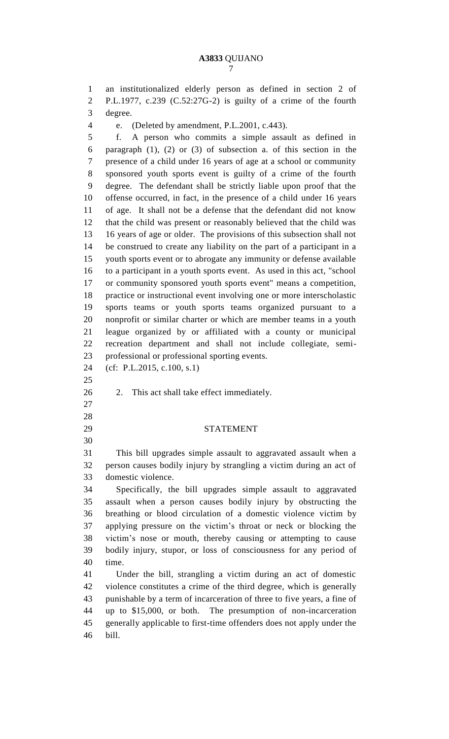an institutionalized elderly person as defined in section 2 of P.L.1977, c.239 (C.52:27G-2) is guilty of a crime of the fourth degree.

e. (Deleted by amendment, P.L.2001, c.443).

f. A person who commits a simple assault as defined in paragraph (1), (2) or (3) of subsection a. of this section in the presence of a child under 16 years of age at a school or community sponsored youth sports event is guilty of a crime of the fourth degree. The defendant shall be strictly liable upon proof that the offense occurred, in fact, in the presence of a child under 16 years of age. It shall not be a defense that the defendant did not know that the child was present or reasonably believed that the child was 16 years of age or older. The provisions of this subsection shall not be construed to create any liability on the part of a participant in a youth sports event or to abrogate any immunity or defense available to a participant in a youth sports event. As used in this act, "school or community sponsored youth sports event" means a competition, practice or instructional event involving one or more interscholastic sports teams or youth sports teams organized pursuant to a nonprofit or similar charter or which are member teams in a youth league organized by or affiliated with a county or municipal recreation department and shall not include collegiate, semi-professional or professional sporting events.

(cf: P.L.2015, c.100, s.1)

2. This act shall take effect immediately.

## STATEMENT

This bill upgrades simple assault to aggravated assault when a person causes bodily injury by strangling a victim during an act of domestic violence.

Specifically, the bill upgrades simple assault to aggravated assault when a person causes bodily injury by obstructing the breathing or blood circulation of a domestic violence victim by applying pressure on the victim's throat or neck or blocking the victim's nose or mouth, thereby causing or attempting to cause bodily injury, stupor, or loss of consciousness for any period of time.

Under the bill, strangling a victim during an act of domestic violence constitutes a crime of the third degree, which is generally punishable by a term of incarceration of three to five years, a fine of up to $15,000, or both. The presumption of non-incarceration generally applicable to first-time offenders does not apply under the bill.